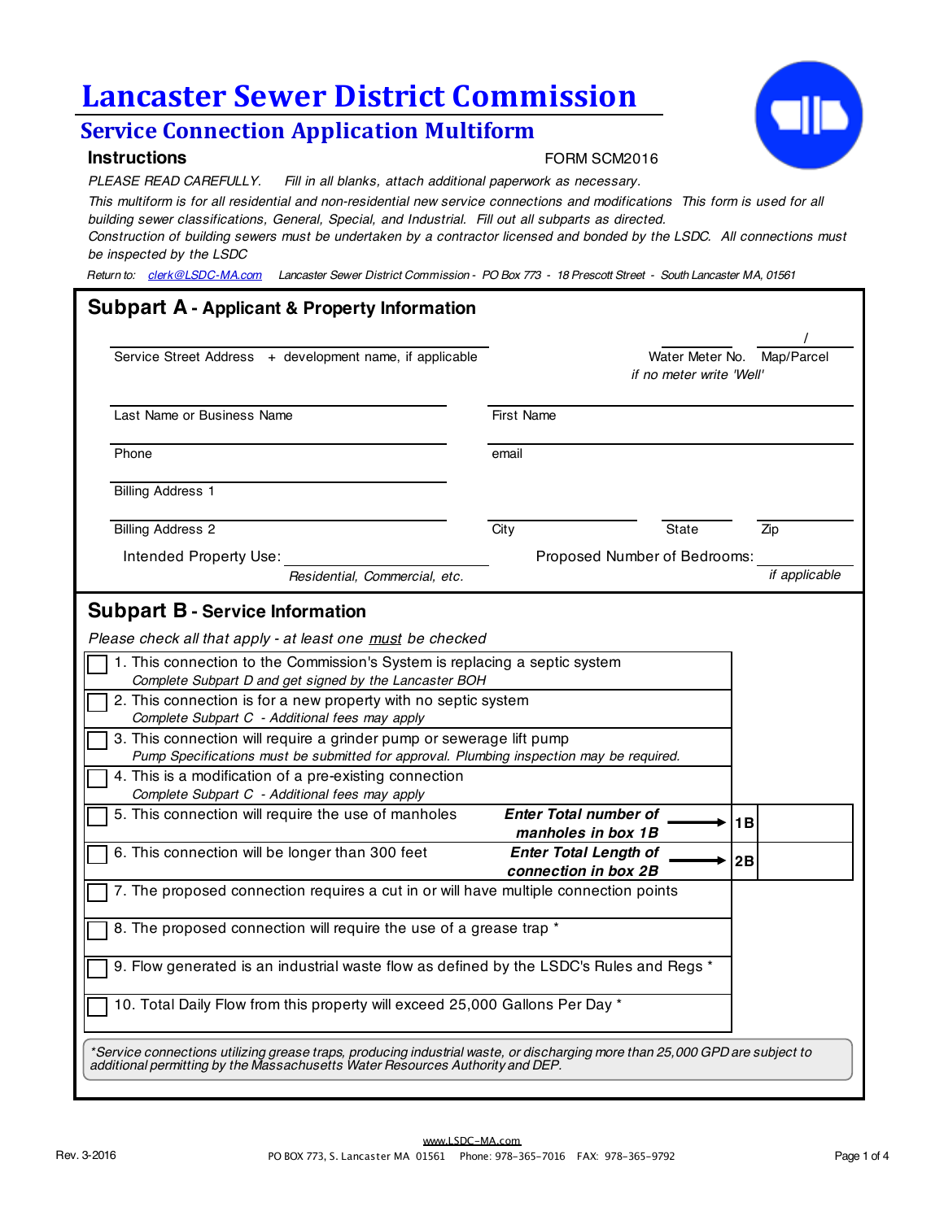# Lancaster Sewer District Commission

## Service Connection Application Multiform

### Instructions

FORM SCM2016

*PLEASE READ CAREFULLY. Fill in all blanks, attach additional paperwork as necessary.*

*This multiform is for all residential and non-residential new service connections and modifications This form is used for all building sewer classifications, General, Special, and Industrial. Fill out all subparts as directed.*

*Construction of building sewers must be undertaken by a contractor licensed and bonded by the LSDC. All connections must be inspected by the LSDC*

*Return to: clerk@LSDC-MA.com Lancaster Sewer District Commission - PO Box 773 - 18 Prescott Street - South Lancaster MA, 01561*

## Subpart A - Applicant & Property Information

Service Street Address + development name, if applicable: ____________________

Water Meter No. ________ *if no meter write 'Well'*

Map/Parcel ______ / ______

Last Name or Business Name: ____________________

First Name: ____________________

Phone: ____________________

email: ____________________

Billing Address 1: ____________________

Billing Address 2: ____________________

City: __________ State: __________ Zip: __________

Intended Property Use: ____________________ *Residential, Commercial, etc.*

Proposed Number of Bedrooms: __________ *if applicable*

## Subpart B - Service Information

*Please check all that apply - at least one must be checked*

- ☐ 1. This connection to the Commission's System is replacing a septic system
  *Complete Subpart D and get signed by the Lancaster BOH*
- ☐ 2. This connection is for a new property with no septic system
  *Complete Subpart C - Additional fees may apply*
- ☐ 3. This connection will require a grinder pump or sewerage lift pump
  *Pump Specifications must be submitted for approval. Plumbing inspection may be required.*
- ☐ 4. This is a modification of a pre-existing connection
  *Complete Subpart C - Additional fees may apply*
- ☐ 5. This connection will require the use of manholes — ***Enter Total number of manholes in box 1B*** → **1B** ________
- ☐ 6. This connection will be longer than 300 feet — ***Enter Total Length of connection in box 2B*** → **2B** ________
- ☐ 7. The proposed connection requires a cut in or will have multiple connection points
- ☐ 8. The proposed connection will require the use of a grease trap *
- ☐ 9. Flow generated is an industrial waste flow as defined by the LSDC's Rules and Regs *
- ☐ 10. Total Daily Flow from this property will exceed 25,000 Gallons Per Day *

*\*Service connections utilizing grease traps, producing industrial waste, or discharging more than 25,000 GPD are subject to additional permitting by the Massachusetts Water Resources Authority and DEP.*

Rev. 3-2016

www.LSDC-MA.com
PO BOX 773, S. Lancaster MA 01561 Phone: 978-365-7016 FAX: 978-365-9792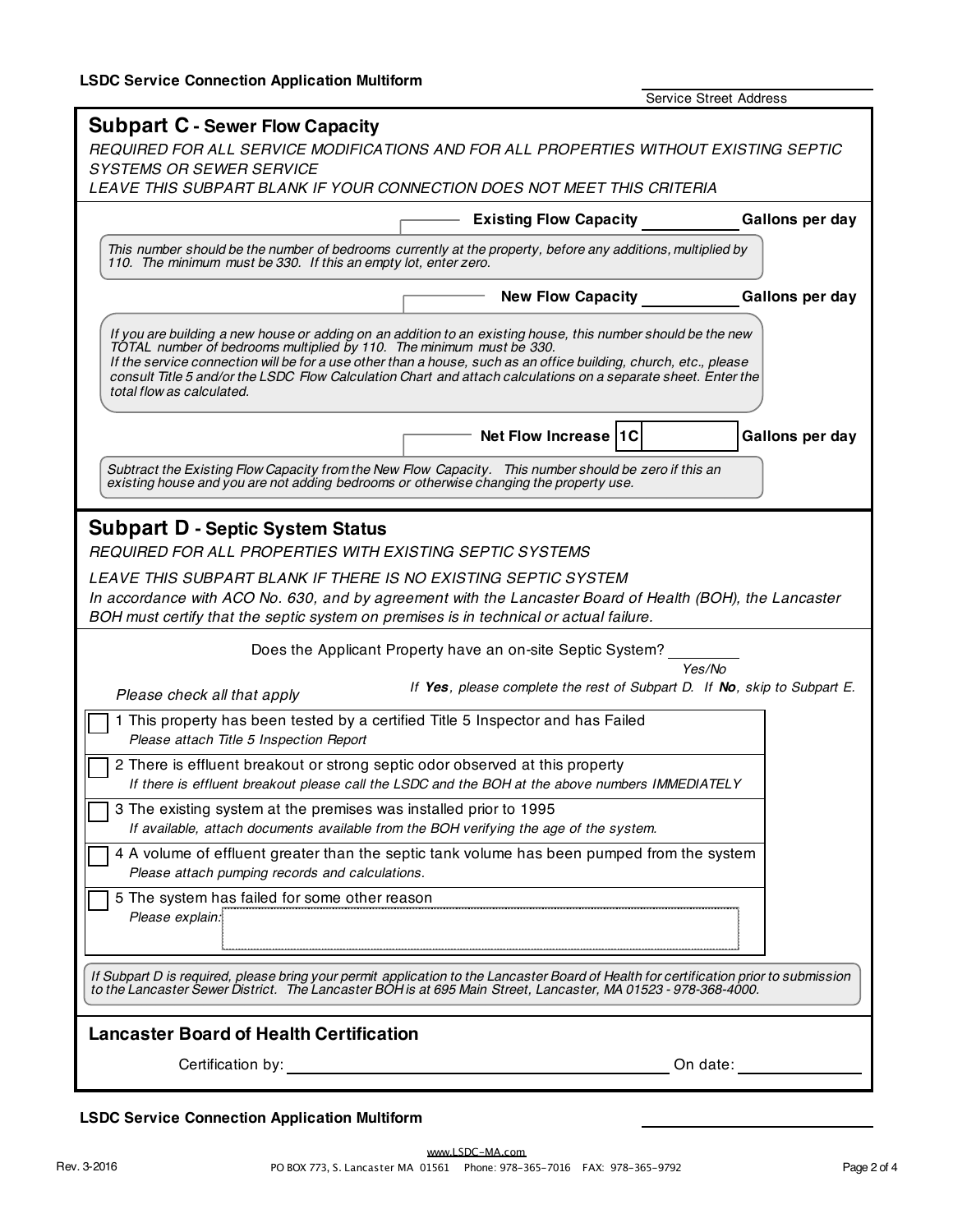Service Street Address

## Subpart C - Sewer Flow Capacity

*REQUIRED FOR ALL SERVICE MODIFICATIONS AND FOR ALL PROPERTIES WITHOUT EXISTING SEPTIC SYSTEMS OR SEWER SERVICE*

*LEAVE THIS SUBPART BLANK IF YOUR CONNECTION DOES NOT MEET THIS CRITERIA*

**Existing Flow Capacity** ____________ **Gallons per day**

*This number should be the number of bedrooms currently at the property, before any additions, multiplied by 110. The minimum must be 330. If this an empty lot, enter zero.*

**New Flow Capacity** ____________ **Gallons per day**

*If you are building a new house or adding on an addition to an existing house, this number should be the new TOTAL number of bedrooms multiplied by 110. The minimum must be 330.*
*If the service connection will be for a use other than a house, such as an office building, church, etc., please consult Title 5 and/or the LSDC Flow Calculation Chart and attach calculations on a separate sheet. Enter the total flow as calculated.*

**Net Flow Increase** **1C** ____________ **Gallons per day**

*Subtract the Existing Flow Capacity from the New Flow Capacity. This number should be zero if this an existing house and you are not adding bedrooms or otherwise changing the property use.*

## Subpart D - Septic System Status

*REQUIRED FOR ALL PROPERTIES WITH EXISTING SEPTIC SYSTEMS*

*LEAVE THIS SUBPART BLANK IF THERE IS NO EXISTING SEPTIC SYSTEM*
*In accordance with ACO No. 630, and by agreement with the Lancaster Board of Health (BOH), the Lancaster BOH must certify that the septic system on premises is in technical or actual failure.*

Does the Applicant Property have an on-site Septic System? ________
*Yes/No*

*If **Yes**, please complete the rest of Subpart D. If **No**, skip to Subpart E.*

*Please check all that apply*

- ☐ 1 This property has been tested by a certified Title 5 Inspector and has Failed
  *Please attach Title 5 Inspection Report*
- ☐ 2 There is effluent breakout or strong septic odor observed at this property
  *If there is effluent breakout please call the LSDC and the BOH at the above numbers IMMEDIATELY*
- ☐ 3 The existing system at the premises was installed prior to 1995
  *If available, attach documents available from the BOH verifying the age of the system.*
- ☐ 4 A volume of effluent greater than the septic tank volume has been pumped from the system
  *Please attach pumping records and calculations.*
- ☐ 5 The system has failed for some other reason
  *Please explain:* ____________

*If Subpart D is required, please bring your permit application to the Lancaster Board of Health for certification prior to submission to the Lancaster Sewer District. The Lancaster BOH is at 695 Main Street, Lancaster, MA 01523 - 978-368-4000.*

### Lancaster Board of Health Certification

Certification by: ______________________________ On date: ____________

www.LSDC-MA.com
PO BOX 773, S. Lancaster MA 01561 Phone: 978-365-7016 FAX: 978-365-9792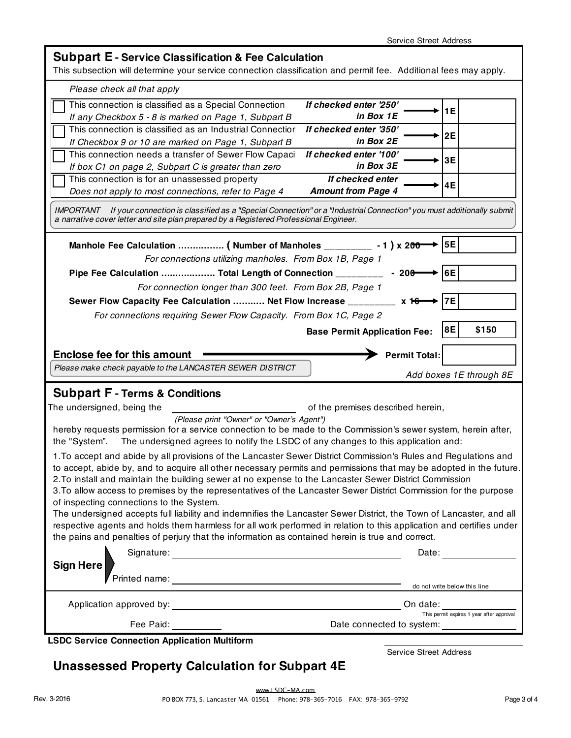Service Street Address

## Subpart E - Service Classification & Fee Calculation

This subsection will determine your service connection classification and permit fee. Additional fees may apply.

*Please check all that apply*

| | Classification | Instruction | Box | Amount |
|---|---|---|---|---|
| ☐ | This connection is classified as a Special Connection<br>*If any Checkbox 5 - 8 is marked on Page 1, Subpart B* | ***If checked enter '250' in Box 1E*** → | 1E | |
| ☐ | This connection is classified as an Industrial Connectior<br>*If Checkbox 9 or 10 are marked on Page 1, Subpart B* | ***If checked enter '350' in Box 2E*** → | 2E | |
| ☐ | This connection needs a transfer of Sewer Flow Capaci<br>*If box C1 on page 2, Subpart C is greater than zero* | ***If checked enter '100' in Box 3E*** → | 3E | |
| ☐ | This connection is for an unassessed property<br>*Does not apply to most connections, refer to Page 4* | ***If checked enter Amount from Page 4*** → | 4E | |

*IMPORTANT* *If your connection is classified as a "Special Connection" or a "Industrial Connection" you must additionally submit a narrative cover letter and site plan prepared by a Registered Professional Engineer.*

| Calculation | Box | Amount |
|---|---|---|
| **Manhole Fee Calculation ................ ( Number of Manholes _________ - 1 ) x 200** →<br>*For connections utilizing manholes. From Box 1B, Page 1* | 5E | |
| **Pipe Fee Calculation .................. Total Length of Connection _________ - 200** →<br>*For connection longer than 300 feet. From Box 2B, Page 1* | 6E | |
| **Sewer Flow Capacity Fee Calculation ........... Net Flow Increase _________ x 16** →<br>*For connections requiring Sewer Flow Capacity. From Box 1C, Page 2* | 7E | |
| **Base Permit Application Fee:** | 8E | **$150** |

**Enclose fee for this amount** → **Permit Total:** ____________

*Please make check payable to the LANCASTER SEWER DISTRICT*

*Add boxes 1E through 8E*

## Subpart F - Terms & Conditions

The undersigned, being the ______________________ of the premises described herein,
*(Please print "Owner" or "Owner's Agent")*

hereby requests permission for a service connection to be made to the Commission's sewer system, herein after, the "System". The undersigned agrees to notify the LSDC of any changes to this application and:

1. To accept and abide by all provisions of the Lancaster Sewer District Commission's Rules and Regulations and to accept, abide by, and to acquire all other necessary permits and permissions that may be adopted in the future.
2. To install and maintain the building sewer at no expense to the Lancaster Sewer District Commission
3. To allow access to premises by the representatives of the Lancaster Sewer District Commission for the purpose of inspecting connections to the System.

The undersigned accepts full liability and indemnifies the Lancaster Sewer District, the Town of Lancaster, and all respective agents and holds them harmless for all work performed in relation to this application and certifies under the pains and penalties of perjury that the information as contained herein is true and correct.

**Sign Here**

Signature: ______________________________ Date: ____________

Printed name: ______________________________

do not write below this line

Application approved by: ______________________________ On date: ____________

This permit expires 1 year after approval

Fee Paid: ____________ Date connected to system: ____________

**LSDC Service Connection Application Multiform**

Service Street Address

## Unassessed Property Calculation for Subpart 4E

Rev. 3-2016

www.LSDC-MA.com
PO BOX 773, S. Lancaster MA 01561 Phone: 978-365-7016 FAX: 978-365-9792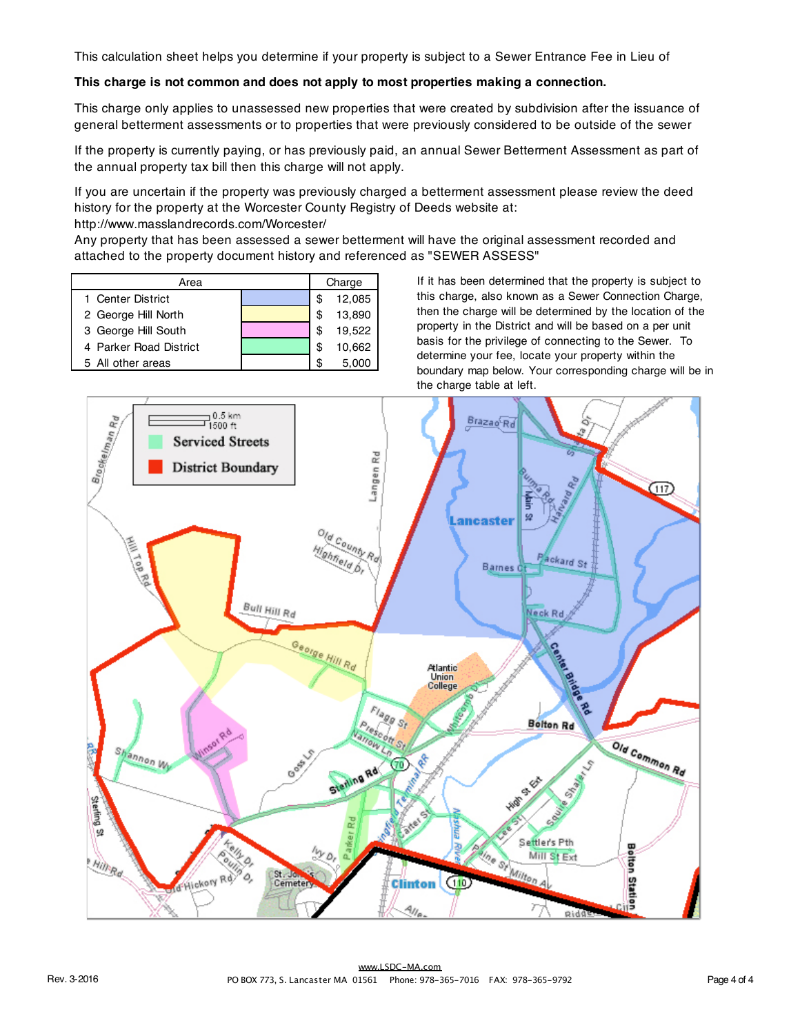This calculation sheet helps you determine if your property is subject to a Sewer Entrance Fee in Lieu of

**This charge is not common and does not apply to most properties making a connection.**

This charge only applies to unassessed new properties that were created by subdivision after the issuance of general betterment assessments or to properties that were previously considered to be outside of the sewer

If the property is currently paying, or has previously paid, an annual Sewer Betterment Assessment as part of the annual property tax bill then this charge will not apply.

If you are uncertain if the property was previously charged a betterment assessment please review the deed history for the property at the Worcester County Registry of Deeds website at:
http://www.masslandrecords.com/Worcester/
Any property that has been assessed a sewer betterment will have the original assessment recorded and attached to the property document history and referenced as "SEWER ASSESS"

| Area | | Charge |
|---|---|---|
| 1 Center District | | $ 12,085 |
| 2 George Hill North | | $ 13,890 |
| 3 George Hill South | | $ 19,522 |
| 4 Parker Road District | | $ 10,662 |
| 5 All other areas | | $ 5,000 |

If it has been determined that the property is subject to this charge, also known as a Sewer Connection Charge, then the charge will be determined by the location of the property in the District and will be based on a per unit basis for the privilege of connecting to the Sewer. To determine your fee, locate your property within the boundary map below. Your corresponding charge will be in the charge table at left.

0.5 km
1500 ft
Serviced Streets
District Boundary

Rev. 3-2016

www.LSDC-MA.com
PO BOX 773, S. Lancaster MA 01561 Phone: 978-365-7016 FAX: 978-365-9792